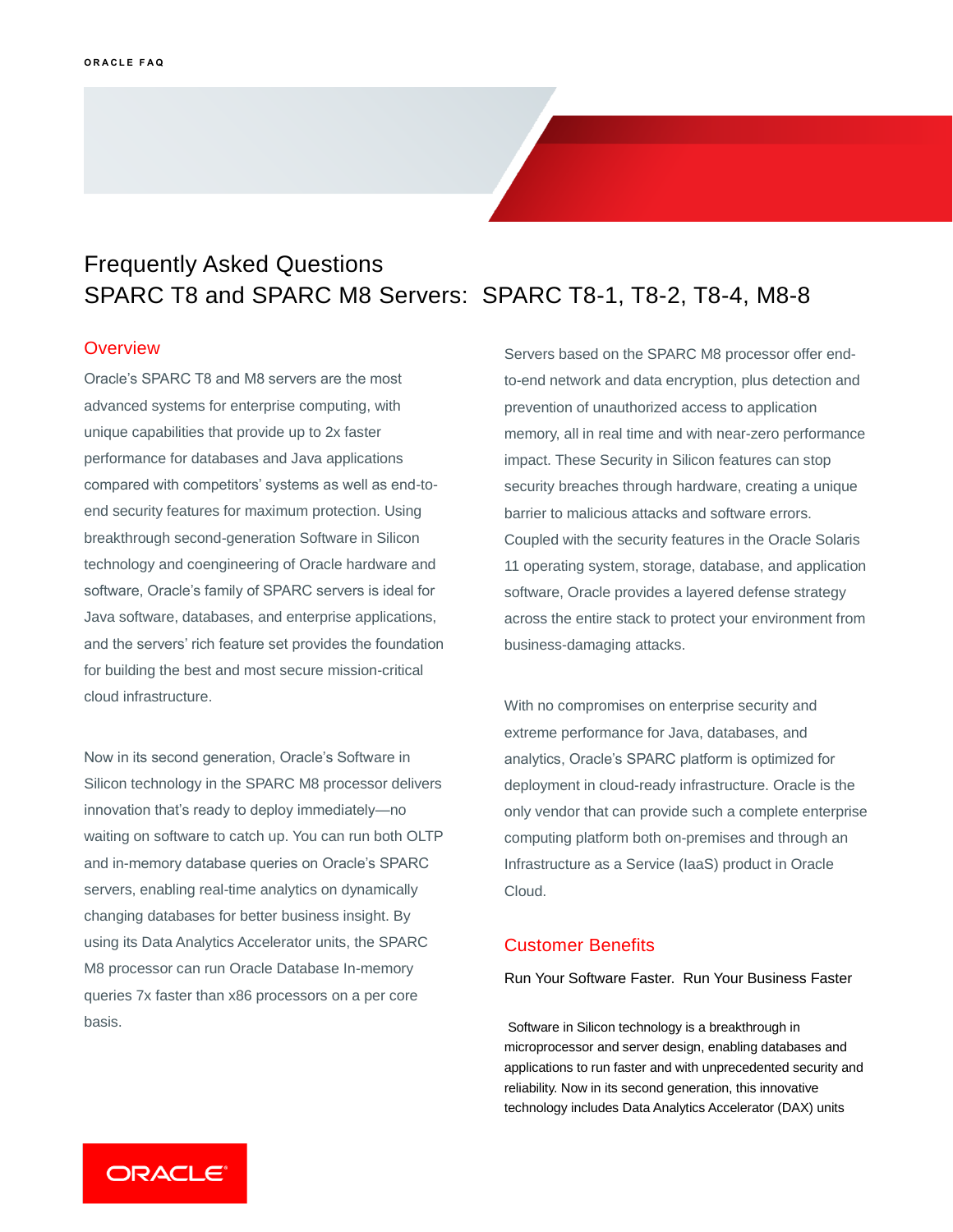ORACLE FAQ

# Frequently Asked Questions
# SPARC T8 and SPARC M8 Servers: SPARC T8-1, T8-2, T8-4, M8-8

## Overview

Oracle's SPARC T8 and M8 servers are the most advanced systems for enterprise computing, with unique capabilities that provide up to 2x faster performance for databases and Java applications compared with competitors' systems as well as end-to-end security features for maximum protection. Using breakthrough second-generation Software in Silicon technology and coengineering of Oracle hardware and software, Oracle's family of SPARC servers is ideal for Java software, databases, and enterprise applications, and the servers' rich feature set provides the foundation for building the best and most secure mission-critical cloud infrastructure.

Now in its second generation, Oracle's Software in Silicon technology in the SPARC M8 processor delivers innovation that's ready to deploy immediately—no waiting on software to catch up. You can run both OLTP and in-memory database queries on Oracle's SPARC servers, enabling real-time analytics on dynamically changing databases for better business insight. By using its Data Analytics Accelerator units, the SPARC M8 processor can run Oracle Database In-memory queries 7x faster than x86 processors on a per core basis.

Servers based on the SPARC M8 processor offer end-to-end network and data encryption, plus detection and prevention of unauthorized access to application memory, all in real time and with near-zero performance impact. These Security in Silicon features can stop security breaches through hardware, creating a unique barrier to malicious attacks and software errors. Coupled with the security features in the Oracle Solaris 11 operating system, storage, database, and application software, Oracle provides a layered defense strategy across the entire stack to protect your environment from business-damaging attacks.

With no compromises on enterprise security and extreme performance for Java, databases, and analytics, Oracle's SPARC platform is optimized for deployment in cloud-ready infrastructure. Oracle is the only vendor that can provide such a complete enterprise computing platform both on-premises and through an Infrastructure as a Service (IaaS) product in Oracle Cloud.

## Customer Benefits

Run Your Software Faster. Run Your Business Faster

Software in Silicon technology is a breakthrough in microprocessor and server design, enabling databases and applications to run faster and with unprecedented security and reliability. Now in its second generation, this innovative technology includes Data Analytics Accelerator (DAX) units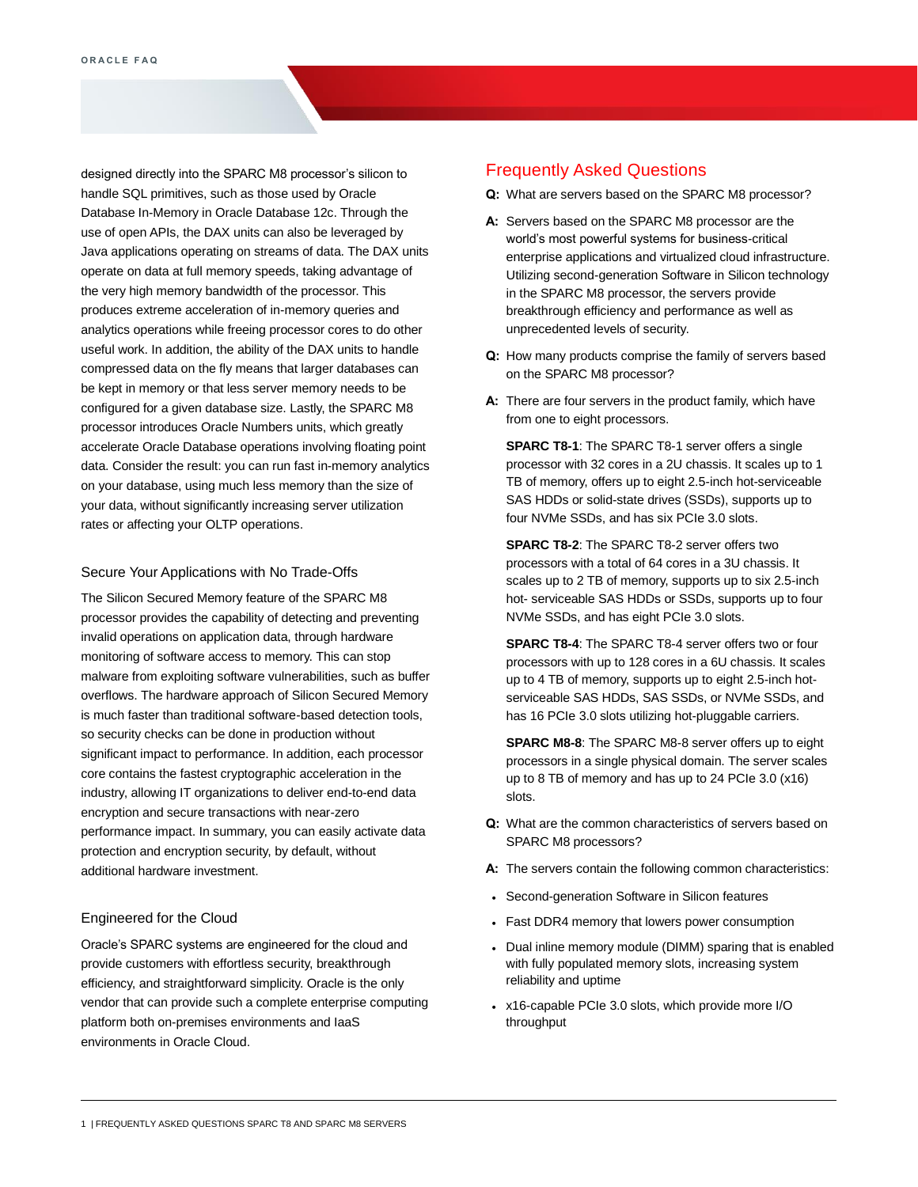designed directly into the SPARC M8 processor's silicon to handle SQL primitives, such as those used by Oracle Database In-Memory in Oracle Database 12c. Through the use of open APIs, the DAX units can also be leveraged by Java applications operating on streams of data. The DAX units operate on data at full memory speeds, taking advantage of the very high memory bandwidth of the processor. This produces extreme acceleration of in-memory queries and analytics operations while freeing processor cores to do other useful work. In addition, the ability of the DAX units to handle compressed data on the fly means that larger databases can be kept in memory or that less server memory needs to be configured for a given database size. Lastly, the SPARC M8 processor introduces Oracle Numbers units, which greatly accelerate Oracle Database operations involving floating point data. Consider the result: you can run fast in-memory analytics on your database, using much less memory than the size of your data, without significantly increasing server utilization rates or affecting your OLTP operations.

### Secure Your Applications with No Trade-Offs

The Silicon Secured Memory feature of the SPARC M8 processor provides the capability of detecting and preventing invalid operations on application data, through hardware monitoring of software access to memory. This can stop malware from exploiting software vulnerabilities, such as buffer overflows. The hardware approach of Silicon Secured Memory is much faster than traditional software-based detection tools, so security checks can be done in production without significant impact to performance. In addition, each processor core contains the fastest cryptographic acceleration in the industry, allowing IT organizations to deliver end-to-end data encryption and secure transactions with near-zero performance impact. In summary, you can easily activate data protection and encryption security, by default, without additional hardware investment.

### Engineered for the Cloud

Oracle's SPARC systems are engineered for the cloud and provide customers with effortless security, breakthrough efficiency, and straightforward simplicity. Oracle is the only vendor that can provide such a complete enterprise computing platform both on-premises environments and IaaS environments in Oracle Cloud.

## Frequently Asked Questions

**Q:** What are servers based on the SPARC M8 processor?

**A:** Servers based on the SPARC M8 processor are the world's most powerful systems for business-critical enterprise applications and virtualized cloud infrastructure. Utilizing second-generation Software in Silicon technology in the SPARC M8 processor, the servers provide breakthrough efficiency and performance as well as unprecedented levels of security.

**Q:** How many products comprise the family of servers based on the SPARC M8 processor?

**A:** There are four servers in the product family, which have from one to eight processors.

**SPARC T8-1**: The SPARC T8-1 server offers a single processor with 32 cores in a 2U chassis. It scales up to 1 TB of memory, offers up to eight 2.5-inch hot-serviceable SAS HDDs or solid-state drives (SSDs), supports up to four NVMe SSDs, and has six PCIe 3.0 slots.

**SPARC T8-2**: The SPARC T8-2 server offers two processors with a total of 64 cores in a 3U chassis. It scales up to 2 TB of memory, supports up to six 2.5-inch hot- serviceable SAS HDDs or SSDs, supports up to four NVMe SSDs, and has eight PCIe 3.0 slots.

**SPARC T8-4**: The SPARC T8-4 server offers two or four processors with up to 128 cores in a 6U chassis. It scales up to 4 TB of memory, supports up to eight 2.5-inch hot-serviceable SAS HDDs, SAS SSDs, or NVMe SSDs, and has 16 PCIe 3.0 slots utilizing hot-pluggable carriers.

**SPARC M8-8**: The SPARC M8-8 server offers up to eight processors in a single physical domain. The server scales up to 8 TB of memory and has up to 24 PCIe 3.0 (x16) slots.

**Q:** What are the common characteristics of servers based on SPARC M8 processors?

**A:** The servers contain the following common characteristics:

- Second-generation Software in Silicon features
- Fast DDR4 memory that lowers power consumption
- Dual inline memory module (DIMM) sparing that is enabled with fully populated memory slots, increasing system reliability and uptime
- x16-capable PCIe 3.0 slots, which provide more I/O throughput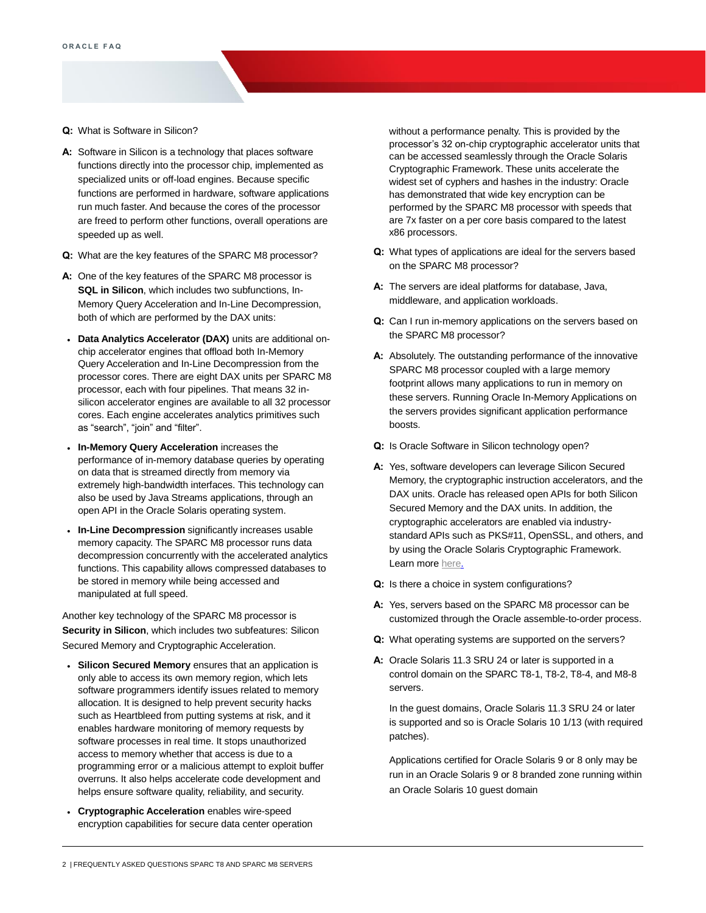**Q:** What is Software in Silicon?

**A:** Software in Silicon is a technology that places software functions directly into the processor chip, implemented as specialized units or off-load engines. Because specific functions are performed in hardware, software applications run much faster. And because the cores of the processor are freed to perform other functions, overall operations are speeded up as well.

**Q:** What are the key features of the SPARC M8 processor?

**A:** One of the key features of the SPARC M8 processor is **SQL in Silicon**, which includes two subfunctions, In-Memory Query Acceleration and In-Line Decompression, both of which are performed by the DAX units:

- **Data Analytics Accelerator (DAX)** units are additional on-chip accelerator engines that offload both In-Memory Query Acceleration and In-Line Decompression from the processor cores. There are eight DAX units per SPARC M8 processor, each with four pipelines. That means 32 in-silicon accelerator engines are available to all 32 processor cores. Each engine accelerates analytics primitives such as "search", "join" and "filter".
- **In-Memory Query Acceleration** increases the performance of in-memory database queries by operating on data that is streamed directly from memory via extremely high-bandwidth interfaces. This technology can also be used by Java Streams applications, through an open API in the Oracle Solaris operating system.
- **In-Line Decompression** significantly increases usable memory capacity. The SPARC M8 processor runs data decompression concurrently with the accelerated analytics functions. This capability allows compressed databases to be stored in memory while being accessed and manipulated at full speed.

Another key technology of the SPARC M8 processor is **Security in Silicon**, which includes two subfeatures: Silicon Secured Memory and Cryptographic Acceleration.

- **Silicon Secured Memory** ensures that an application is only able to access its own memory region, which lets software programmers identify issues related to memory allocation. It is designed to help prevent security hacks such as Heartbleed from putting systems at risk, and it enables hardware monitoring of memory requests by software processes in real time. It stops unauthorized access to memory whether that access is due to a programming error or a malicious attempt to exploit buffer overruns. It also helps accelerate code development and helps ensure software quality, reliability, and security.
- **Cryptographic Acceleration** enables wire-speed encryption capabilities for secure data center operation without a performance penalty. This is provided by the processor's 32 on-chip cryptographic accelerator units that can be accessed seamlessly through the Oracle Solaris Cryptographic Framework. These units accelerate the widest set of cyphers and hashes in the industry: Oracle has demonstrated that wide key encryption can be performed by the SPARC M8 processor with speeds that are 7x faster on a per core basis compared to the latest x86 processors.

**Q:** What types of applications are ideal for the servers based on the SPARC M8 processor?

**A:** The servers are ideal platforms for database, Java, middleware, and application workloads.

**Q:** Can I run in-memory applications on the servers based on the SPARC M8 processor?

**A:** Absolutely. The outstanding performance of the innovative SPARC M8 processor coupled with a large memory footprint allows many applications to run in memory on these servers. Running Oracle In-Memory Applications on the servers provides significant application performance boosts.

**Q:** Is Oracle Software in Silicon technology open?

**A:** Yes, software developers can leverage Silicon Secured Memory, the cryptographic instruction accelerators, and the DAX units. Oracle has released open APIs for both Silicon Secured Memory and the DAX units. In addition, the cryptographic accelerators are enabled via industry-standard APIs such as PKS#11, OpenSSL, and others, and by using the Oracle Solaris Cryptographic Framework. Learn more here.

**Q:** Is there a choice in system configurations?

**A:** Yes, servers based on the SPARC M8 processor can be customized through the Oracle assemble-to-order process.

**Q:** What operating systems are supported on the servers?

**A:** Oracle Solaris 11.3 SRU 24 or later is supported in a control domain on the SPARC T8-1, T8-2, T8-4, and M8-8 servers.

In the guest domains, Oracle Solaris 11.3 SRU 24 or later is supported and so is Oracle Solaris 10 1/13 (with required patches).

Applications certified for Oracle Solaris 9 or 8 only may be run in an Oracle Solaris 9 or 8 branded zone running within an Oracle Solaris 10 guest domain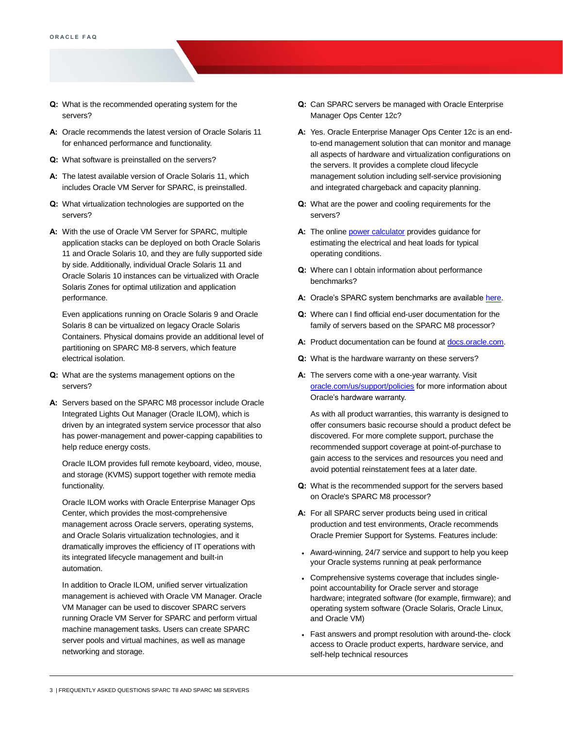**Q:** What is the recommended operating system for the servers?

**A:** Oracle recommends the latest version of Oracle Solaris 11 for enhanced performance and functionality.

**Q:** What software is preinstalled on the servers?

**A:** The latest available version of Oracle Solaris 11, which includes Oracle VM Server for SPARC, is preinstalled.

**Q:** What virtualization technologies are supported on the servers?

**A:** With the use of Oracle VM Server for SPARC, multiple application stacks can be deployed on both Oracle Solaris 11 and Oracle Solaris 10, and they are fully supported side by side. Additionally, individual Oracle Solaris 11 and Oracle Solaris 10 instances can be virtualized with Oracle Solaris Zones for optimal utilization and application performance.

Even applications running on Oracle Solaris 9 and Oracle Solaris 8 can be virtualized on legacy Oracle Solaris Containers. Physical domains provide an additional level of partitioning on SPARC M8-8 servers, which feature electrical isolation.

**Q:** What are the systems management options on the servers?

**A:** Servers based on the SPARC M8 processor include Oracle Integrated Lights Out Manager (Oracle ILOM), which is driven by an integrated system service processor that also has power-management and power-capping capabilities to help reduce energy costs.

Oracle ILOM provides full remote keyboard, video, mouse, and storage (KVMS) support together with remote media functionality.

Oracle ILOM works with Oracle Enterprise Manager Ops Center, which provides the most-comprehensive management across Oracle servers, operating systems, and Oracle Solaris virtualization technologies, and it dramatically improves the efficiency of IT operations with its integrated lifecycle management and built-in automation.

In addition to Oracle ILOM, unified server virtualization management is achieved with Oracle VM Manager. Oracle VM Manager can be used to discover SPARC servers running Oracle VM Server for SPARC and perform virtual machine management tasks. Users can create SPARC server pools and virtual machines, as well as manage networking and storage.

**Q:** Can SPARC servers be managed with Oracle Enterprise Manager Ops Center 12c?

**A:** Yes. Oracle Enterprise Manager Ops Center 12c is an end-to-end management solution that can monitor and manage all aspects of hardware and virtualization configurations on the servers. It provides a complete cloud lifecycle management solution including self-service provisioning and integrated chargeback and capacity planning.

**Q:** What are the power and cooling requirements for the servers?

**A:** The online power calculator provides guidance for estimating the electrical and heat loads for typical operating conditions.

**Q:** Where can I obtain information about performance benchmarks?

**A:** Oracle's SPARC system benchmarks are available here.

**Q:** Where can I find official end-user documentation for the family of servers based on the SPARC M8 processor?

**A:** Product documentation can be found at docs.oracle.com.

**Q:** What is the hardware warranty on these servers?

**A:** The servers come with a one-year warranty. Visit oracle.com/us/support/policies for more information about Oracle's hardware warranty.

As with all product warranties, this warranty is designed to offer consumers basic recourse should a product defect be discovered. For more complete support, purchase the recommended support coverage at point-of-purchase to gain access to the services and resources you need and avoid potential reinstatement fees at a later date.

**Q:** What is the recommended support for the servers based on Oracle's SPARC M8 processor?

**A:** For all SPARC server products being used in critical production and test environments, Oracle recommends Oracle Premier Support for Systems. Features include:

- Award-winning, 24/7 service and support to help you keep your Oracle systems running at peak performance
- Comprehensive systems coverage that includes single-point accountability for Oracle server and storage hardware; integrated software (for example, firmware); and operating system software (Oracle Solaris, Oracle Linux, and Oracle VM)
- Fast answers and prompt resolution with around-the- clock access to Oracle product experts, hardware service, and self-help technical resources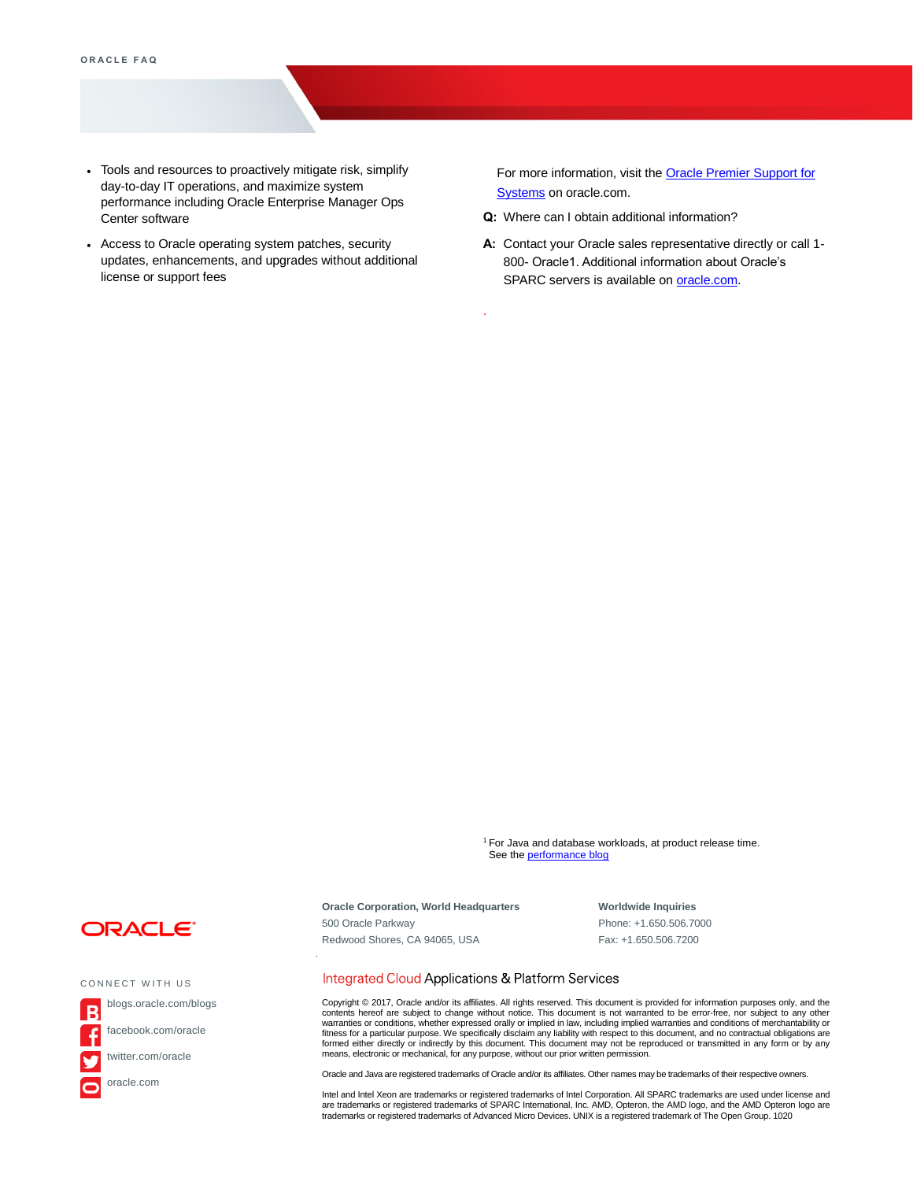- Tools and resources to proactively mitigate risk, simplify day-to-day IT operations, and maximize system performance including Oracle Enterprise Manager Ops Center software
- Access to Oracle operating system patches, security updates, enhancements, and upgrades without additional license or support fees

For more information, visit the Oracle Premier Support for Systems on oracle.com.

**Q:** Where can I obtain additional information?

**A:** Contact your Oracle sales representative directly or call 1-800- Oracle1. Additional information about Oracle's SPARC servers is available on oracle.com.

[1] For Java and database workloads, at product release time. See the performance blog

**Oracle Corporation, World Headquarters**
500 Oracle Parkway
Redwood Shores, CA 94065, USA

**Worldwide Inquiries**
Phone: +1.650.506.7000
Fax: +1.650.506.7200

CONNECT WITH US

blogs.oracle.com/blogs

facebook.com/oracle

twitter.com/oracle

oracle.com

Integrated Cloud Applications & Platform Services

Copyright © 2017, Oracle and/or its affiliates. All rights reserved. This document is provided for information purposes only, and the contents hereof are subject to change without notice. This document is not warranted to be error-free, nor subject to any other warranties or conditions, whether expressed orally or implied in law, including implied warranties and conditions of merchantability or fitness for a particular purpose. We specifically disclaim any liability with respect to this document, and no contractual obligations are formed either directly or indirectly by this document. This document may not be reproduced or transmitted in any form or by any means, electronic or mechanical, for any purpose, without our prior written permission.

Oracle and Java are registered trademarks of Oracle and/or its affiliates. Other names may be trademarks of their respective owners.

Intel and Intel Xeon are trademarks or registered trademarks of Intel Corporation. All SPARC trademarks are used under license and are trademarks or registered trademarks of SPARC International, Inc. AMD, Opteron, the AMD logo, and the AMD Opteron logo are trademarks or registered trademarks of Advanced Micro Devices. UNIX is a registered trademark of The Open Group. 1020